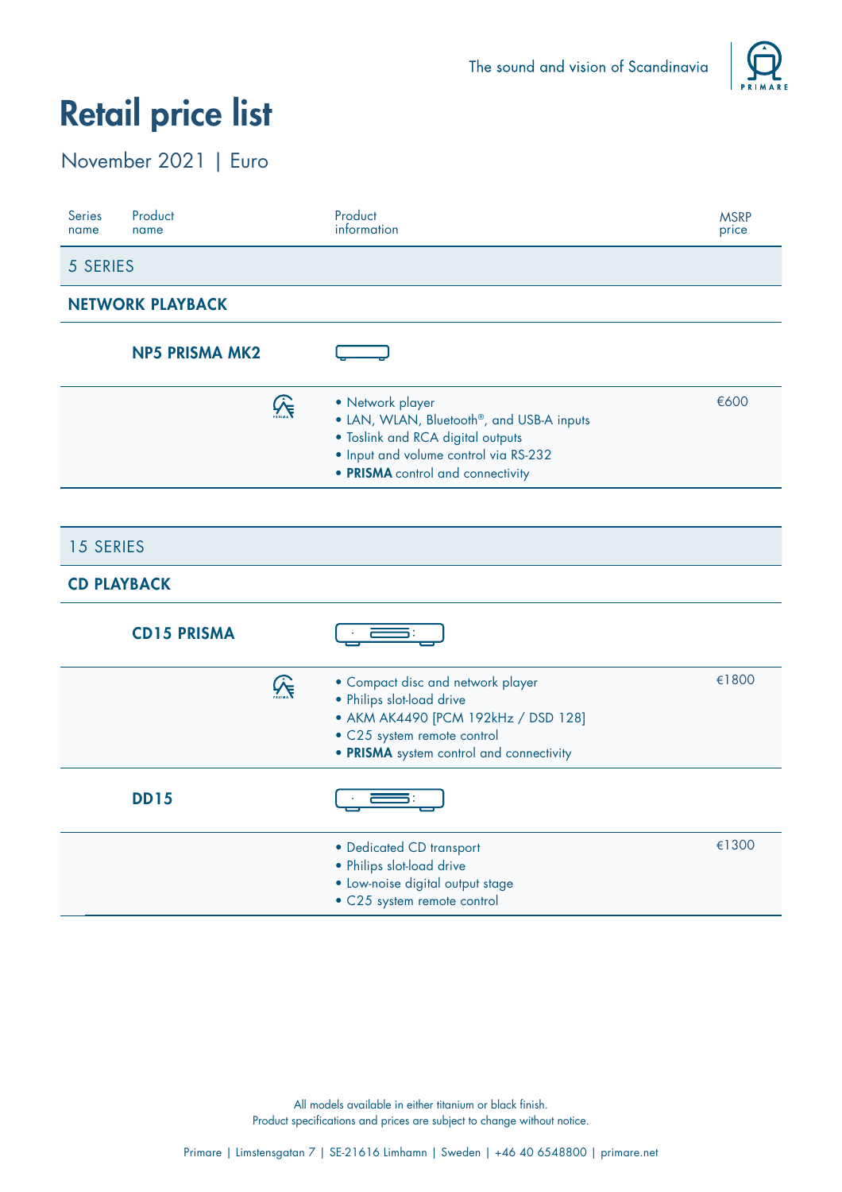The sound and vision of Scandinavia

# Retail price list

November 2021 | Euro

| Series name | Product name | Product information | MSRP price |
|---|---|---|---|
| **5 SERIES** | | | |
| **NETWORK PLAYBACK** | | | |
| | **NP5 PRISMA MK2** | • Network player<br>• LAN, WLAN, Bluetooth®, and USB-A inputs<br>• Toslink and RCA digital outputs<br>• Input and volume control via RS-232<br>• **PRISMA** control and connectivity | €600 |
| **15 SERIES** | | | |
| **CD PLAYBACK** | | | |
| | **CD15 PRISMA** | • Compact disc and network player<br>• Philips slot-load drive<br>• AKM AK4490 [PCM 192kHz / DSD 128]<br>• C25 system remote control<br>• **PRISMA** system control and connectivity | €1800 |
| | **DD15** | • Dedicated CD transport<br>• Philips slot-load drive<br>• Low-noise digital output stage<br>• C25 system remote control | €1300 |

All models available in either titanium or black finish.
Product specifications and prices are subject to change without notice.

Primare | Limstensgatan 7 | SE-21616 Limhamn | Sweden | +46 40 6548800 | primare.net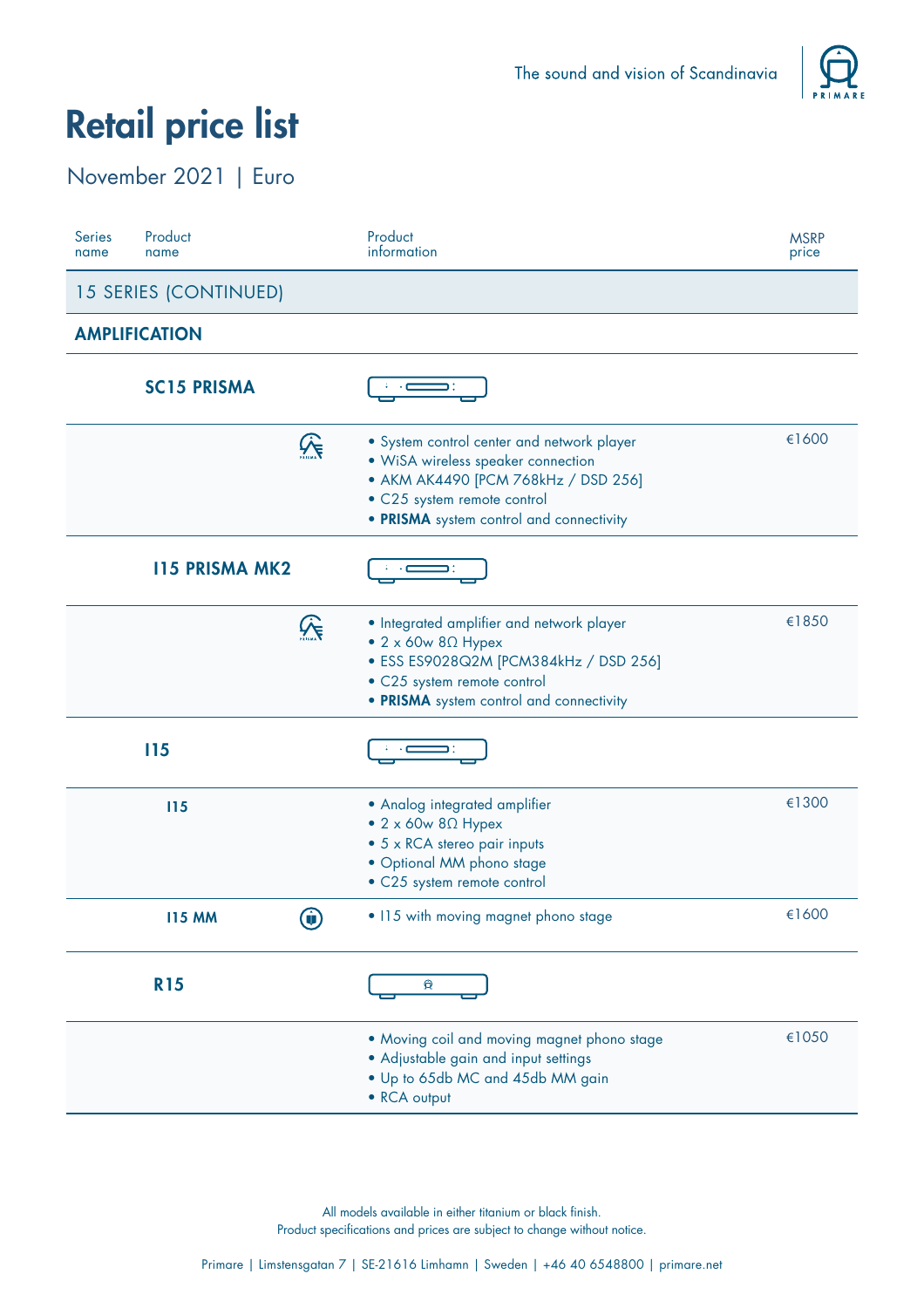The sound and vision of Scandinavia

# Retail price list

November 2021 | Euro

| Series name | Product name | Product information | MSRP price |
|---|---|---|---|
| **15 SERIES (CONTINUED)** | | | |
| **AMPLIFICATION** | | | |
| | **SC15 PRISMA** | | |
| | | • System control center and network player<br>• WiSA wireless speaker connection<br>• AKM AK4490 [PCM 768kHz / DSD 256]<br>• C25 system remote control<br>• **PRISMA** system control and connectivity | €1600 |
| | **I15 PRISMA MK2** | | |
| | | • Integrated amplifier and network player<br>• 2 x 60w 8Ω Hypex<br>• ESS ES9028Q2M [PCM384kHz / DSD 256]<br>• C25 system remote control<br>• **PRISMA** system control and connectivity | €1850 |
| | **I15** | | |
| | **I15** | • Analog integrated amplifier<br>• 2 x 60w 8Ω Hypex<br>• 5 x RCA stereo pair inputs<br>• Optional MM phono stage<br>• C25 system remote control | €1300 |
| | **I15 MM** | • I15 with moving magnet phono stage | €1600 |
| | **R15** | | |
| | | • Moving coil and moving magnet phono stage<br>• Adjustable gain and input settings<br>• Up to 65db MC and 45db MM gain<br>• RCA output | €1050 |

All models available in either titanium or black finish.
Product specifications and prices are subject to change without notice.

Primare | Limstensgatan 7 | SE-21616 Limhamn | Sweden | +46 40 6548800 | primare.net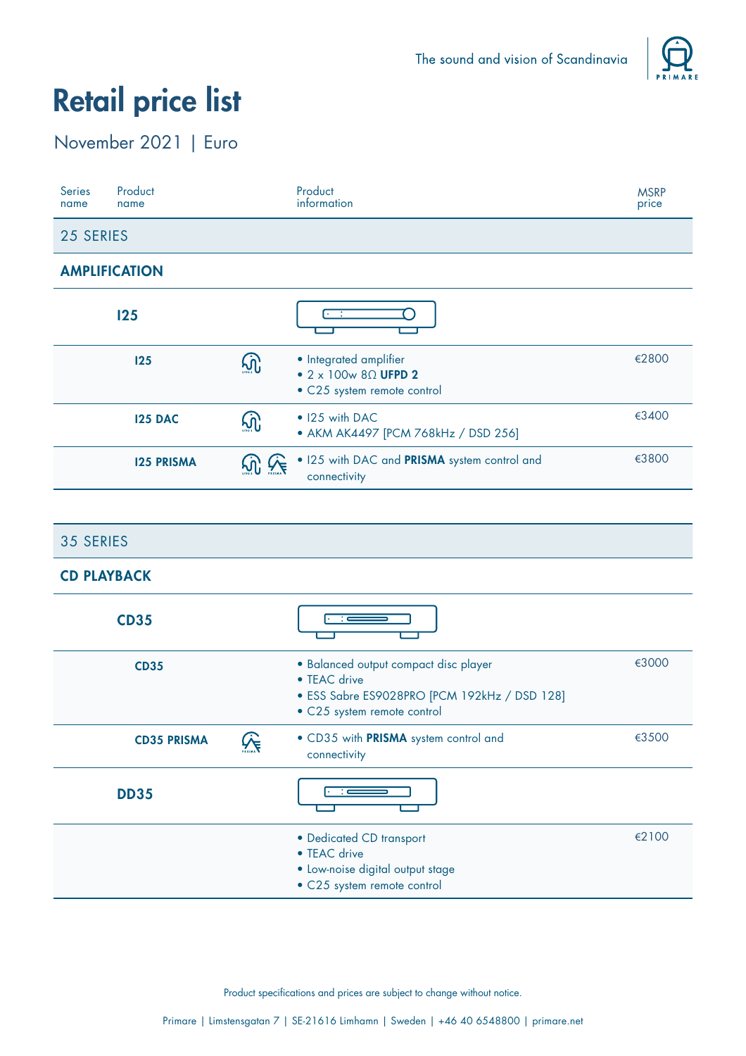The sound and vision of Scandinavia

# Retail price list

November 2021 | Euro

| Series name | Product name | Product information | MSRP price |
|---|---|---|---|
| **25 SERIES** | | | |
| **AMPLIFICATION** | | | |
| | **I25** | | |
| | **I25** | • Integrated amplifier<br>• 2 x 100w 8Ω **UFPD 2**<br>• C25 system remote control | €2800 |
| | **I25 DAC** | • I25 with DAC<br>• AKM AK4497 [PCM 768kHz / DSD 256] | €3400 |
| | **I25 PRISMA** | • I25 with DAC and **PRISMA** system control and connectivity | €3800 |

| Series name | Product name | Product information | MSRP price |
|---|---|---|---|
| **35 SERIES** | | | |
| **CD PLAYBACK** | | | |
| | **CD35** | | |
| | **CD35** | • Balanced output compact disc player<br>• TEAC drive<br>• ESS Sabre ES9028PRO [PCM 192kHz / DSD 128]<br>• C25 system remote control | €3000 |
| | **CD35 PRISMA** | • CD35 with **PRISMA** system control and connectivity | €3500 |
| | **DD35** | | |
| | | • Dedicated CD transport<br>• TEAC drive<br>• Low-noise digital output stage<br>• C25 system remote control | €2100 |

Product specifications and prices are subject to change without notice.

Primare | Limstensgatan 7 | SE-21616 Limhamn | Sweden | +46 40 6548800 | primare.net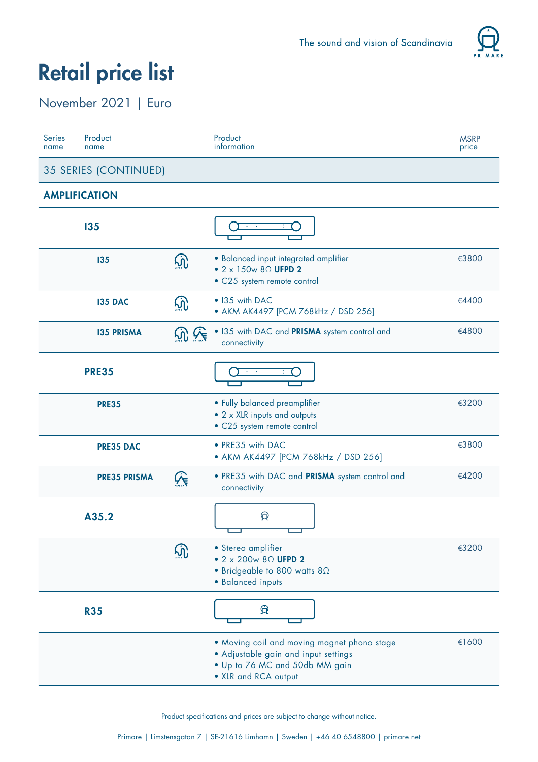The sound and vision of Scandinavia

# Retail price list

November 2021 | Euro

| Series name | Product name | Product information | MSRP price |
|---|---|---|---|
| **35 SERIES (CONTINUED)** | | | |
| **AMPLIFICATION** | | | |
| | **I35** | | |
| | **I35** | • Balanced input integrated amplifier<br>• 2 x 150w 8Ω **UFPD 2**<br>• C25 system remote control | €3800 |
| | **I35 DAC** | • I35 with DAC<br>• AKM AK4497 [PCM 768kHz / DSD 256] | €4400 |
| | **I35 PRISMA** | • I35 with DAC and **PRISMA** system control and connectivity | €4800 |
| | **PRE35** | | |
| | **PRE35** | • Fully balanced preamplifier<br>• 2 x XLR inputs and outputs<br>• C25 system remote control | €3200 |
| | **PRE35 DAC** | • PRE35 with DAC<br>• AKM AK4497 [PCM 768kHz / DSD 256] | €3800 |
| | **PRE35 PRISMA** | • PRE35 with DAC and **PRISMA** system control and connectivity | €4200 |
| | **A35.2** | | |
| | | • Stereo amplifier<br>• 2 x 200w 8Ω **UFPD 2**<br>• Bridgeable to 800 watts 8Ω<br>• Balanced inputs | €3200 |
| | **R35** | | |
| | | • Moving coil and moving magnet phono stage<br>• Adjustable gain and input settings<br>• Up to 76 MC and 50db MM gain<br>• XLR and RCA output | €1600 |

Product specifications and prices are subject to change without notice.

Primare | Limstensgatan 7 | SE-21616 Limhamn | Sweden | +46 40 6548800 | primare.net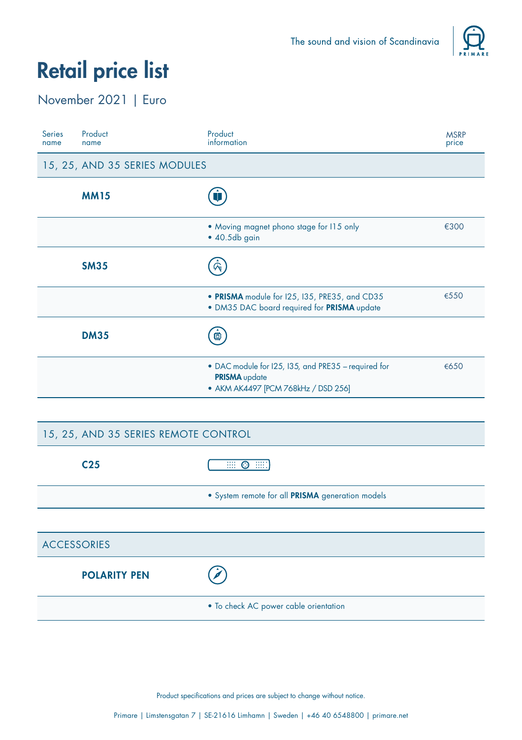The sound and vision of Scandinavia

# Retail price list

November 2021 | Euro

| Series name | Product name | Product information | MSRP price |
|---|---|---|---|
| **15, 25, AND 35 SERIES MODULES** | | | |
| | **MM15** | | |
| | | • Moving magnet phono stage for I15 only<br>• 40.5db gain | €300 |
| | **SM35** | | |
| | | • **PRISMA** module for I25, I35, PRE35, and CD35<br>• DM35 DAC board required for **PRISMA** update | €550 |
| | **DM35** | | |
| | | • DAC module for I25, I35, and PRE35 – required for **PRISMA** update<br>• AKM AK4497 [PCM 768kHz / DSD 256] | €650 |
| **15, 25, AND 35 SERIES REMOTE CONTROL** | | | |
| | **C25** | | |
| | | • System remote for all **PRISMA** generation models | |
| **ACCESSORIES** | | | |
| | **POLARITY PEN** | | |
| | | • To check AC power cable orientation | |

Product specifications and prices are subject to change without notice.

Primare | Limstensgatan 7 | SE-21616 Limhamn | Sweden | +46 40 6548800 | primare.net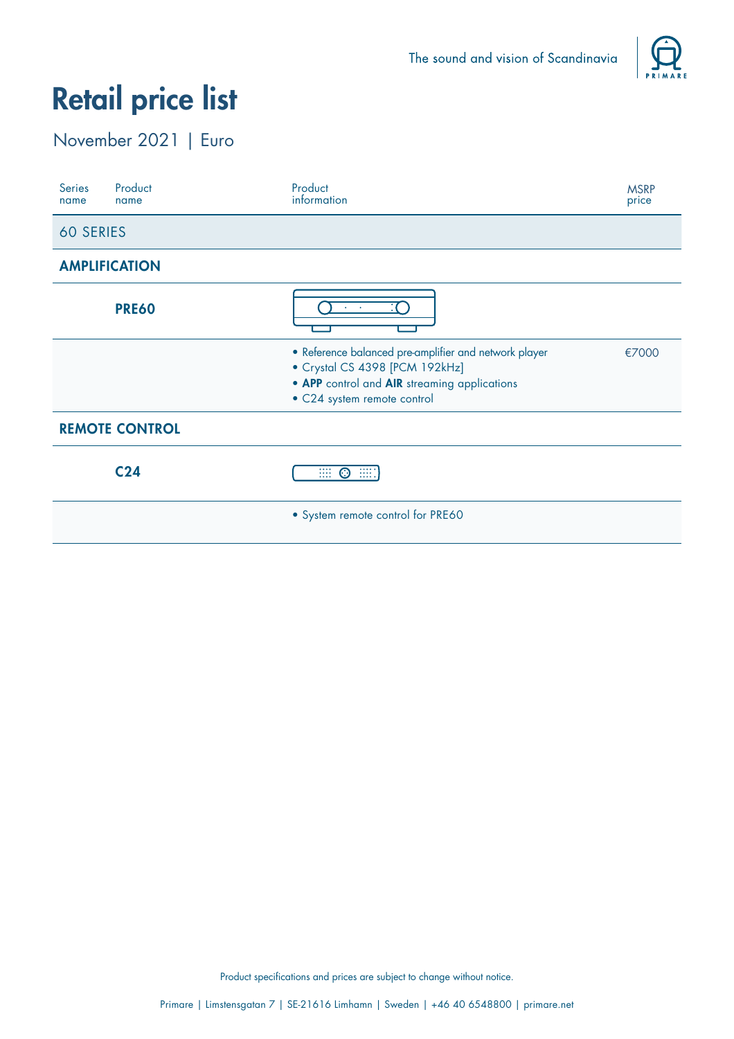The sound and vision of Scandinavia

# Retail price list

November 2021 | Euro

| Series name | Product name | Product information | MSRP price |
| --- | --- | --- | --- |
| 60 SERIES | | | |
| **AMPLIFICATION** | | | |
| | **PRE60** | | |
| | | • Reference balanced pre-amplifier and network player<br>• Crystal CS 4398 [PCM 192kHz]<br>• **APP** control and **AIR** streaming applications<br>• C24 system remote control | €7000 |
| **REMOTE CONTROL** | | | |
| | **C24** | | |
| | | • System remote control for PRE60 | |

Product specifications and prices are subject to change without notice.

Primare | Limstensgatan 7 | SE-21616 Limhamn | Sweden | +46 40 6548800 | primare.net